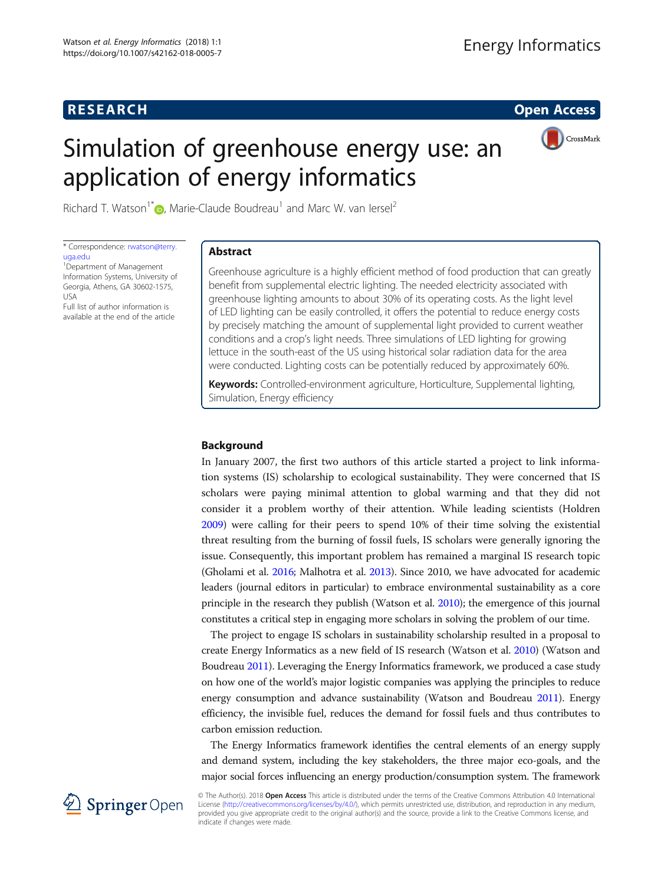RESEARCH

Open Access

# Simulation of greenhouse energy use: an application of energy informatics

Richard T. Watson[1*], Marie-Claude Boudreau[1] and Marc W. van Iersel[2]

\* Correspondence: rwatson@terry.uga.edu
[1]Department of Management Information Systems, University of Georgia, Athens, GA 30602-1575, USA
Full list of author information is available at the end of the article

## Abstract

Greenhouse agriculture is a highly efficient method of food production that can greatly benefit from supplemental electric lighting. The needed electricity associated with greenhouse lighting amounts to about 30% of its operating costs. As the light level of LED lighting can be easily controlled, it offers the potential to reduce energy costs by precisely matching the amount of supplemental light provided to current weather conditions and a crop's light needs. Three simulations of LED lighting for growing lettuce in the south-east of the US using historical solar radiation data for the area were conducted. Lighting costs can be potentially reduced by approximately 60%.

**Keywords:** Controlled-environment agriculture, Horticulture, Supplemental lighting, Simulation, Energy efficiency

## Background

In January 2007, the first two authors of this article started a project to link information systems (IS) scholarship to ecological sustainability. They were concerned that IS scholars were paying minimal attention to global warming and that they did not consider it a problem worthy of their attention. While leading scientists (Holdren 2009) were calling for their peers to spend 10% of their time solving the existential threat resulting from the burning of fossil fuels, IS scholars were generally ignoring the issue. Consequently, this important problem has remained a marginal IS research topic (Gholami et al. 2016; Malhotra et al. 2013). Since 2010, we have advocated for academic leaders (journal editors in particular) to embrace environmental sustainability as a core principle in the research they publish (Watson et al. 2010); the emergence of this journal constitutes a critical step in engaging more scholars in solving the problem of our time.

The project to engage IS scholars in sustainability scholarship resulted in a proposal to create Energy Informatics as a new field of IS research (Watson et al. 2010) (Watson and Boudreau 2011). Leveraging the Energy Informatics framework, we produced a case study on how one of the world's major logistic companies was applying the principles to reduce energy consumption and advance sustainability (Watson and Boudreau 2011). Energy efficiency, the invisible fuel, reduces the demand for fossil fuels and thus contributes to carbon emission reduction.

The Energy Informatics framework identifies the central elements of an energy supply and demand system, including the key stakeholders, the three major eco-goals, and the major social forces influencing an energy production/consumption system. The framework

© The Author(s). 2018 **Open Access** This article is distributed under the terms of the Creative Commons Attribution 4.0 International License (http://creativecommons.org/licenses/by/4.0/), which permits unrestricted use, distribution, and reproduction in any medium, provided you give appropriate credit to the original author(s) and the source, provide a link to the Creative Commons license, and indicate if changes were made.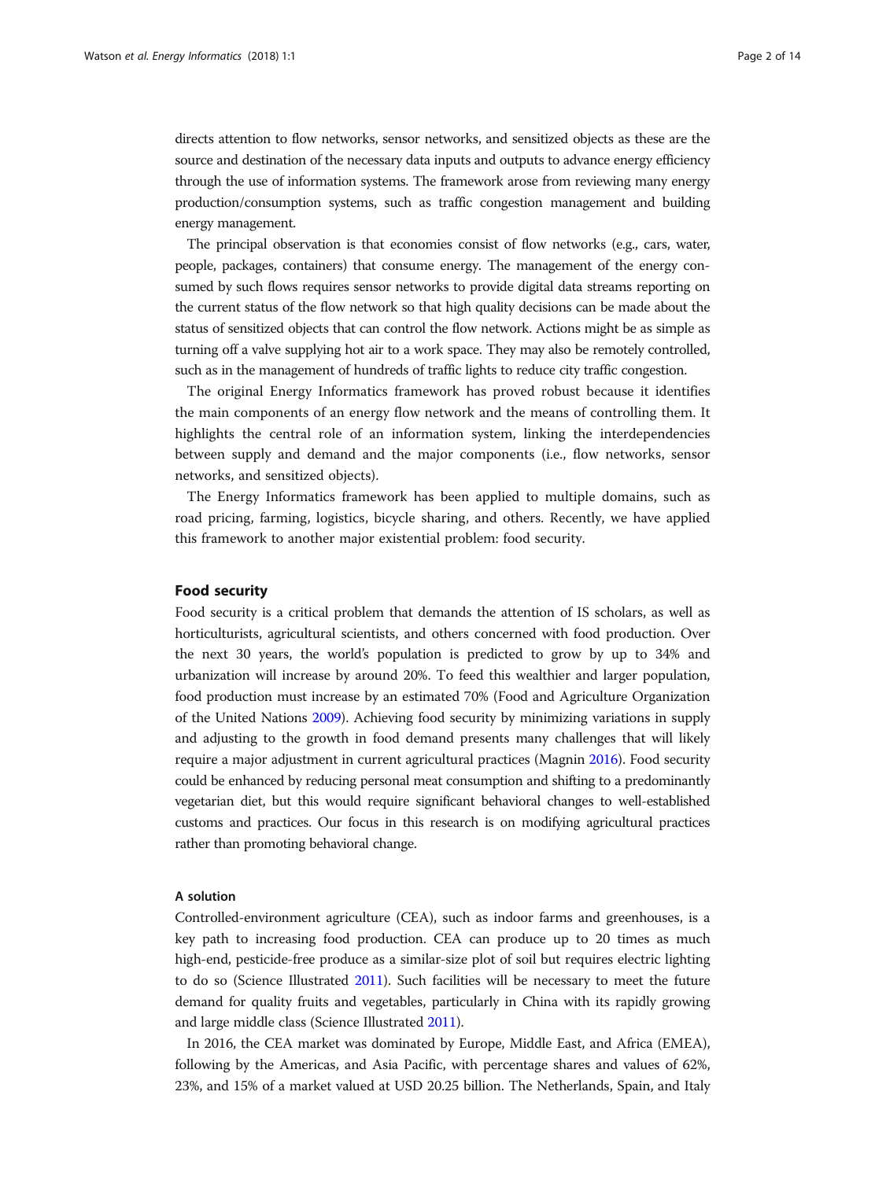directs attention to flow networks, sensor networks, and sensitized objects as these are the source and destination of the necessary data inputs and outputs to advance energy efficiency through the use of information systems. The framework arose from reviewing many energy production/consumption systems, such as traffic congestion management and building energy management.

The principal observation is that economies consist of flow networks (e.g., cars, water, people, packages, containers) that consume energy. The management of the energy consumed by such flows requires sensor networks to provide digital data streams reporting on the current status of the flow network so that high quality decisions can be made about the status of sensitized objects that can control the flow network. Actions might be as simple as turning off a valve supplying hot air to a work space. They may also be remotely controlled, such as in the management of hundreds of traffic lights to reduce city traffic congestion.

The original Energy Informatics framework has proved robust because it identifies the main components of an energy flow network and the means of controlling them. It highlights the central role of an information system, linking the interdependencies between supply and demand and the major components (i.e., flow networks, sensor networks, and sensitized objects).

The Energy Informatics framework has been applied to multiple domains, such as road pricing, farming, logistics, bicycle sharing, and others. Recently, we have applied this framework to another major existential problem: food security.

## Food security

Food security is a critical problem that demands the attention of IS scholars, as well as horticulturists, agricultural scientists, and others concerned with food production. Over the next 30 years, the world's population is predicted to grow by up to 34% and urbanization will increase by around 20%. To feed this wealthier and larger population, food production must increase by an estimated 70% (Food and Agriculture Organization of the United Nations 2009). Achieving food security by minimizing variations in supply and adjusting to the growth in food demand presents many challenges that will likely require a major adjustment in current agricultural practices (Magnin 2016). Food security could be enhanced by reducing personal meat consumption and shifting to a predominantly vegetarian diet, but this would require significant behavioral changes to well-established customs and practices. Our focus in this research is on modifying agricultural practices rather than promoting behavioral change.

### A solution

Controlled-environment agriculture (CEA), such as indoor farms and greenhouses, is a key path to increasing food production. CEA can produce up to 20 times as much high-end, pesticide-free produce as a similar-size plot of soil but requires electric lighting to do so (Science Illustrated 2011). Such facilities will be necessary to meet the future demand for quality fruits and vegetables, particularly in China with its rapidly growing and large middle class (Science Illustrated 2011).

In 2016, the CEA market was dominated by Europe, Middle East, and Africa (EMEA), following by the Americas, and Asia Pacific, with percentage shares and values of 62%, 23%, and 15% of a market valued at USD 20.25 billion. The Netherlands, Spain, and Italy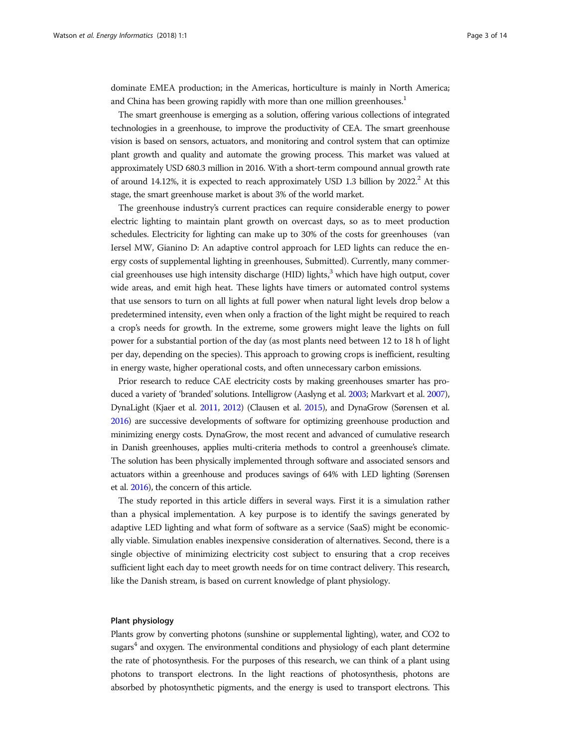dominate EMEA production; in the Americas, horticulture is mainly in North America; and China has been growing rapidly with more than one million greenhouses.[1]

The smart greenhouse is emerging as a solution, offering various collections of integrated technologies in a greenhouse, to improve the productivity of CEA. The smart greenhouse vision is based on sensors, actuators, and monitoring and control system that can optimize plant growth and quality and automate the growing process. This market was valued at approximately USD 680.3 million in 2016. With a short-term compound annual growth rate of around 14.12%, it is expected to reach approximately USD 1.3 billion by 2022.[2] At this stage, the smart greenhouse market is about 3% of the world market.

The greenhouse industry's current practices can require considerable energy to power electric lighting to maintain plant growth on overcast days, so as to meet production schedules. Electricity for lighting can make up to 30% of the costs for greenhouses (van Iersel MW, Gianino D: An adaptive control approach for LED lights can reduce the energy costs of supplemental lighting in greenhouses, Submitted). Currently, many commercial greenhouses use high intensity discharge (HID) lights,[3] which have high output, cover wide areas, and emit high heat. These lights have timers or automated control systems that use sensors to turn on all lights at full power when natural light levels drop below a predetermined intensity, even when only a fraction of the light might be required to reach a crop's needs for growth. In the extreme, some growers might leave the lights on full power for a substantial portion of the day (as most plants need between 12 to 18 h of light per day, depending on the species). This approach to growing crops is inefficient, resulting in energy waste, higher operational costs, and often unnecessary carbon emissions.

Prior research to reduce CAE electricity costs by making greenhouses smarter has produced a variety of 'branded' solutions. Intelligrow (Aaslyng et al. 2003; Markvart et al. 2007), DynaLight (Kjaer et al. 2011, 2012) (Clausen et al. 2015), and DynaGrow (Sørensen et al. 2016) are successive developments of software for optimizing greenhouse production and minimizing energy costs. DynaGrow, the most recent and advanced of cumulative research in Danish greenhouses, applies multi-criteria methods to control a greenhouse's climate. The solution has been physically implemented through software and associated sensors and actuators within a greenhouse and produces savings of 64% with LED lighting (Sørensen et al. 2016), the concern of this article.

The study reported in this article differs in several ways. First it is a simulation rather than a physical implementation. A key purpose is to identify the savings generated by adaptive LED lighting and what form of software as a service (SaaS) might be economically viable. Simulation enables inexpensive consideration of alternatives. Second, there is a single objective of minimizing electricity cost subject to ensuring that a crop receives sufficient light each day to meet growth needs for on time contract delivery. This research, like the Danish stream, is based on current knowledge of plant physiology.

### Plant physiology

Plants grow by converting photons (sunshine or supplemental lighting), water, and $CO_2$ to sugars[4] and oxygen. The environmental conditions and physiology of each plant determine the rate of photosynthesis. For the purposes of this research, we can think of a plant using photons to transport electrons. In the light reactions of photosynthesis, photons are absorbed by photosynthetic pigments, and the energy is used to transport electrons. This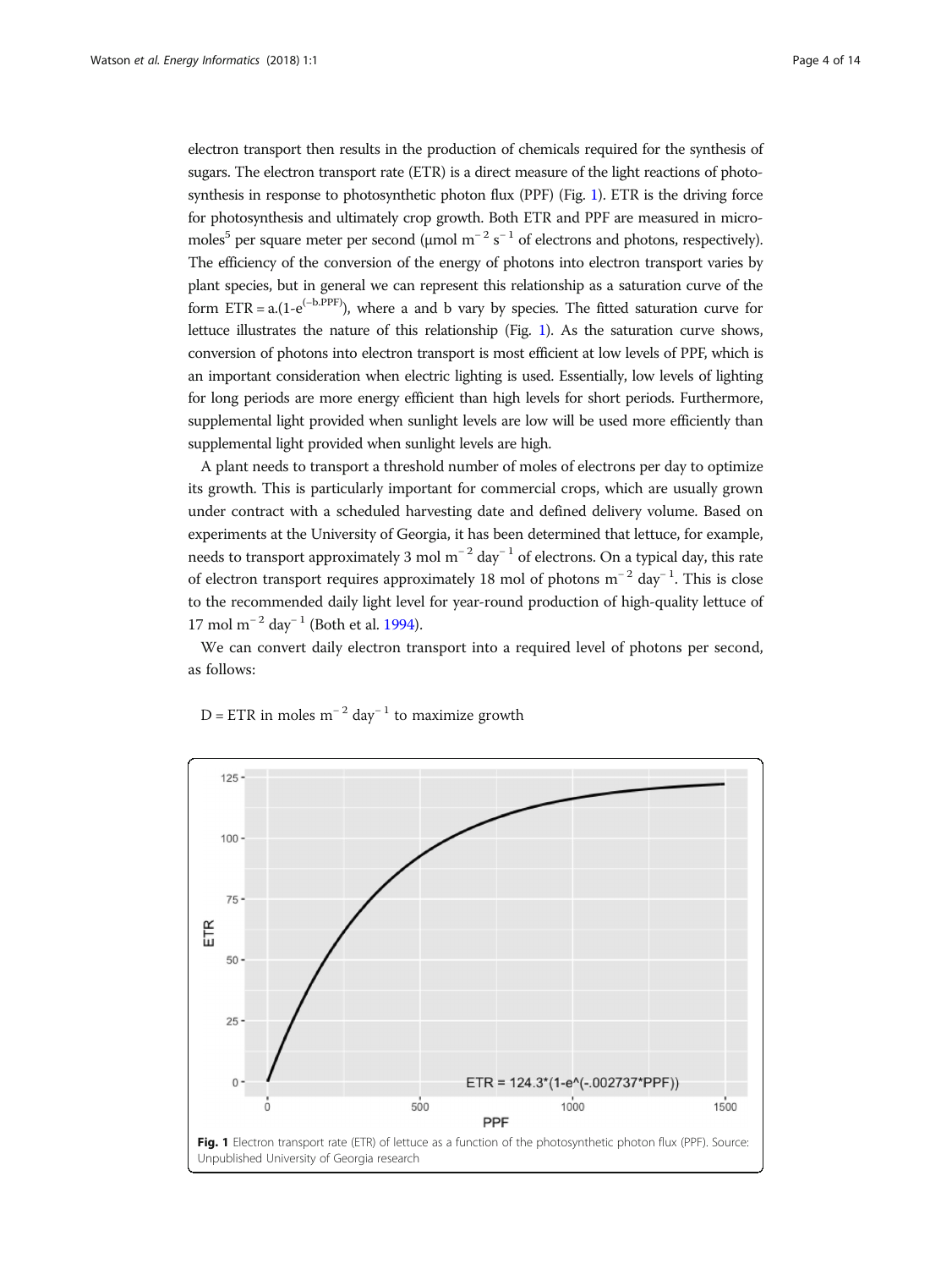electron transport then results in the production of chemicals required for the synthesis of sugars. The electron transport rate (ETR) is a direct measure of the light reactions of photosynthesis in response to photosynthetic photon flux (PPF) (Fig. 1). ETR is the driving force for photosynthesis and ultimately crop growth. Both ETR and PPF are measured in micromoles[5] per square meter per second ($\mu$mol $m^{-2}$ $s^{-1}$ of electrons and photons, respectively). The efficiency of the conversion of the energy of photons into electron transport varies by plant species, but in general we can represent this relationship as a saturation curve of the form $ETR = a.(1\text{-}e^{(-b.PPF)})$, where a and b vary by species. The fitted saturation curve for lettuce illustrates the nature of this relationship (Fig. 1). As the saturation curve shows, conversion of photons into electron transport is most efficient at low levels of PPF, which is an important consideration when electric lighting is used. Essentially, low levels of lighting for long periods are more energy efficient than high levels for short periods. Furthermore, supplemental light provided when sunlight levels are low will be used more efficiently than supplemental light provided when sunlight levels are high.

A plant needs to transport a threshold number of moles of electrons per day to optimize its growth. This is particularly important for commercial crops, which are usually grown under contract with a scheduled harvesting date and defined delivery volume. Based on experiments at the University of Georgia, it has been determined that lettuce, for example, needs to transport approximately 3 mol $m^{-2}$ $day^{-1}$ of electrons. On a typical day, this rate of electron transport requires approximately 18 mol of photons $m^{-2}$ $day^{-1}$. This is close to the recommended daily light level for year-round production of high-quality lettuce of 17 mol $m^{-2}$ $day^{-1}$ (Both et al. 1994).

We can convert daily electron transport into a required level of photons per second, as follows:

D = ETR in moles $m^{-2}$ $day^{-1}$ to maximize growth

**Fig. 1** Electron transport rate (ETR) of lettuce as a function of the photosynthetic photon flux (PPF). Source: Unpublished University of Georgia research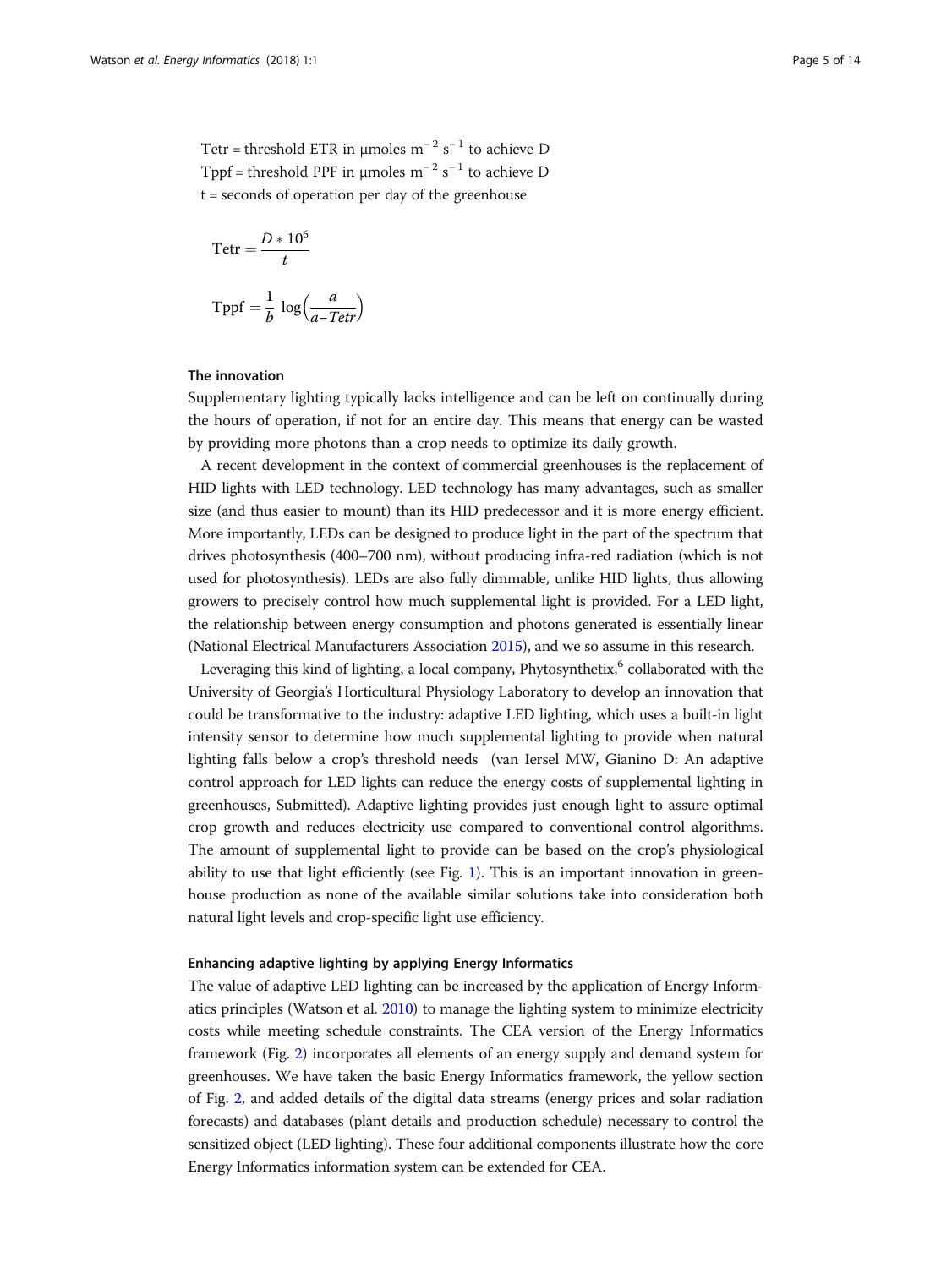Tetr = threshold ETR in μmoles $m^{-2}$ $s^{-1}$ to achieve D
Tppf = threshold PPF in μmoles $m^{-2}$ $s^{-1}$ to achieve D
t = seconds of operation per day of the greenhouse

$$\mathrm{Tetr} = \frac{D * 10^6}{t}$$

$$\mathrm{Tppf} = \frac{1}{b}\,\log\left(\frac{a}{a - Tetr}\right)$$

### The innovation

Supplementary lighting typically lacks intelligence and can be left on continually during the hours of operation, if not for an entire day. This means that energy can be wasted by providing more photons than a crop needs to optimize its daily growth.

A recent development in the context of commercial greenhouses is the replacement of HID lights with LED technology. LED technology has many advantages, such as smaller size (and thus easier to mount) than its HID predecessor and it is more energy efficient. More importantly, LEDs can be designed to produce light in the part of the spectrum that drives photosynthesis (400–700 nm), without producing infra-red radiation (which is not used for photosynthesis). LEDs are also fully dimmable, unlike HID lights, thus allowing growers to precisely control how much supplemental light is provided. For a LED light, the relationship between energy consumption and photons generated is essentially linear (National Electrical Manufacturers Association 2015), and we so assume in this research.

Leveraging this kind of lighting, a local company, Phytosynthetix,[6] collaborated with the University of Georgia's Horticultural Physiology Laboratory to develop an innovation that could be transformative to the industry: adaptive LED lighting, which uses a built-in light intensity sensor to determine how much supplemental lighting to provide when natural lighting falls below a crop's threshold needs (van Iersel MW, Gianino D: An adaptive control approach for LED lights can reduce the energy costs of supplemental lighting in greenhouses, Submitted). Adaptive lighting provides just enough light to assure optimal crop growth and reduces electricity use compared to conventional control algorithms. The amount of supplemental light to provide can be based on the crop's physiological ability to use that light efficiently (see Fig. 1). This is an important innovation in greenhouse production as none of the available similar solutions take into consideration both natural light levels and crop-specific light use efficiency.

### Enhancing adaptive lighting by applying Energy Informatics

The value of adaptive LED lighting can be increased by the application of Energy Informatics principles (Watson et al. 2010) to manage the lighting system to minimize electricity costs while meeting schedule constraints. The CEA version of the Energy Informatics framework (Fig. 2) incorporates all elements of an energy supply and demand system for greenhouses. We have taken the basic Energy Informatics framework, the yellow section of Fig. 2, and added details of the digital data streams (energy prices and solar radiation forecasts) and databases (plant details and production schedule) necessary to control the sensitized object (LED lighting). These four additional components illustrate how the core Energy Informatics information system can be extended for CEA.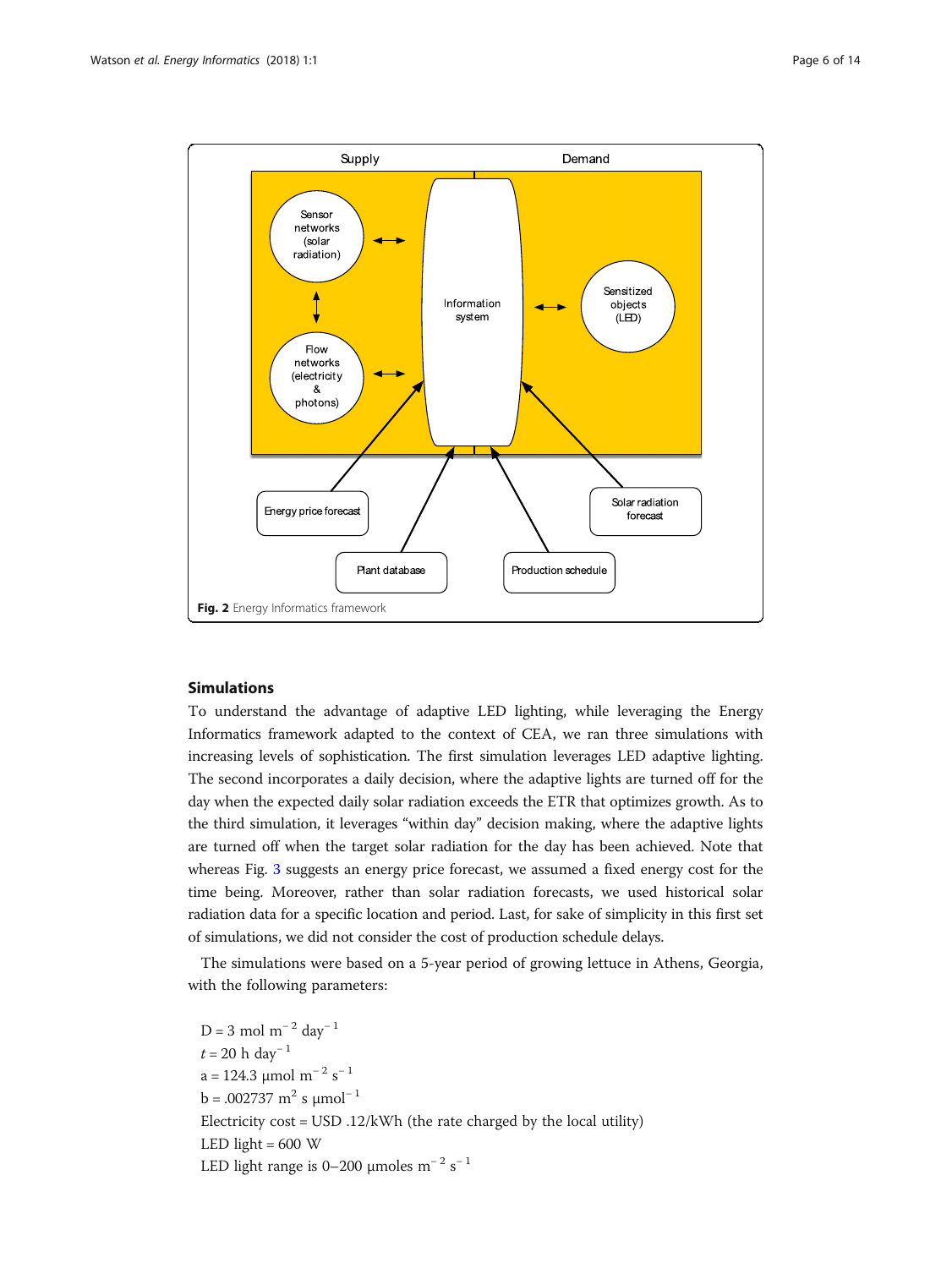Fig. 2 Energy Informatics framework

## Simulations

To understand the advantage of adaptive LED lighting, while leveraging the Energy Informatics framework adapted to the context of CEA, we ran three simulations with increasing levels of sophistication. The first simulation leverages LED adaptive lighting. The second incorporates a daily decision, where the adaptive lights are turned off for the day when the expected daily solar radiation exceeds the ETR that optimizes growth. As to the third simulation, it leverages "within day" decision making, where the adaptive lights are turned off when the target solar radiation for the day has been achieved. Note that whereas Fig. 3 suggests an energy price forecast, we assumed a fixed energy cost for the time being. Moreover, rather than solar radiation forecasts, we used historical solar radiation data for a specific location and period. Last, for sake of simplicity in this first set of simulations, we did not consider the cost of production schedule delays.

The simulations were based on a 5-year period of growing lettuce in Athens, Georgia, with the following parameters:

D = 3 mol $m^{-2}$ $day^{-1}$
*t* = 20 h $day^{-1}$
a = 124.3 μmol $m^{-2}$ $s^{-1}$
b = .002737 $m^2$ s $μmol^{-1}$
Electricity cost = USD .12/kWh (the rate charged by the local utility)
LED light = 600 W
LED light range is 0–200 μmoles $m^{-2}$ $s^{-1}$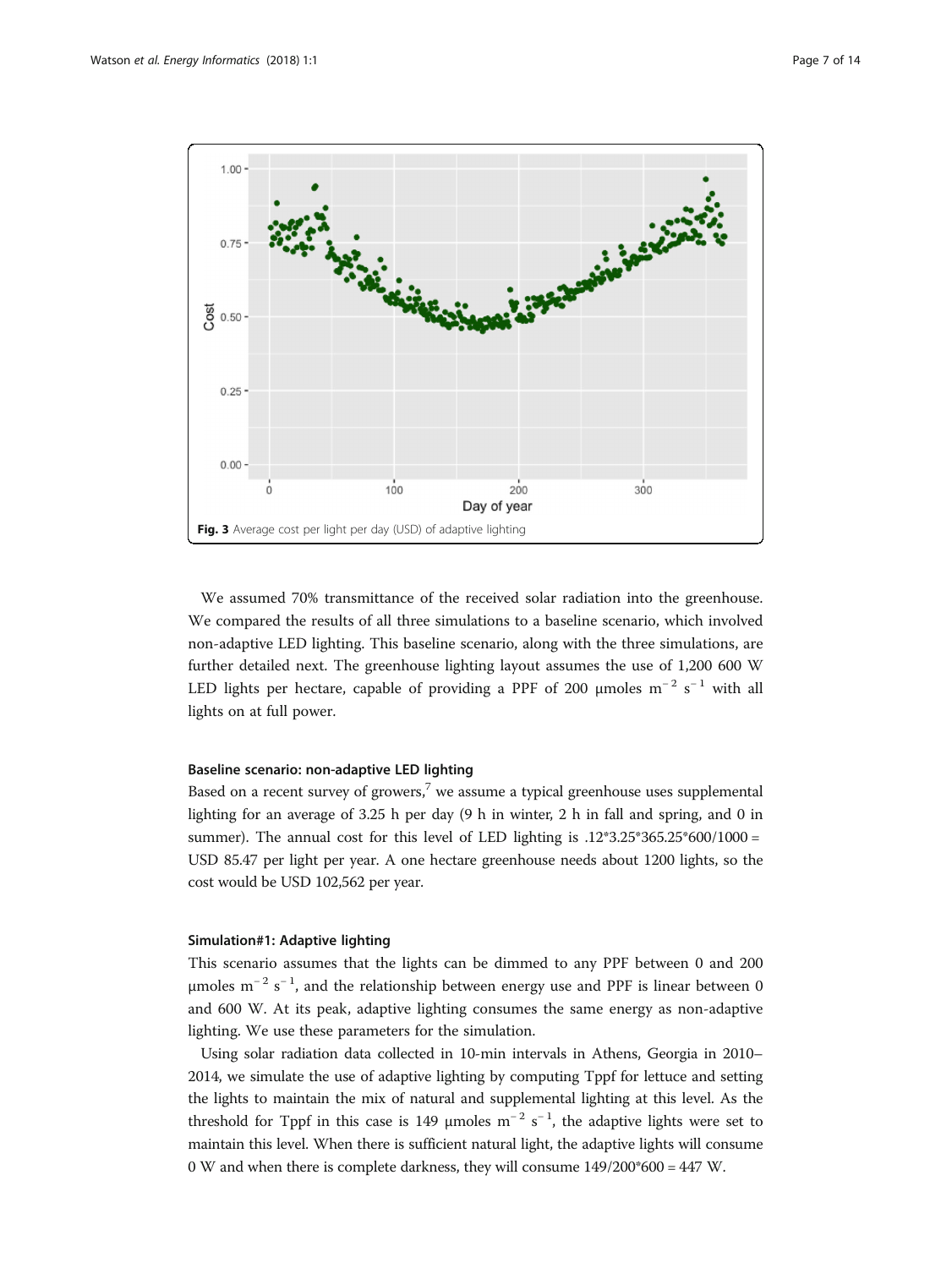Fig. 3 Average cost per light per day (USD) of adaptive lighting

We assumed 70% transmittance of the received solar radiation into the greenhouse. We compared the results of all three simulations to a baseline scenario, which involved non-adaptive LED lighting. This baseline scenario, along with the three simulations, are further detailed next. The greenhouse lighting layout assumes the use of 1,200 600 W LED lights per hectare, capable of providing a PPF of 200 μmoles $m^{-2}$ $s^{-1}$ with all lights on at full power.

### Baseline scenario: non-adaptive LED lighting

Based on a recent survey of growers,[7] we assume a typical greenhouse uses supplemental lighting for an average of 3.25 h per day (9 h in winter, 2 h in fall and spring, and 0 in summer). The annual cost for this level of LED lighting is .12*3.25*365.25*600/1000 = USD 85.47 per light per year. A one hectare greenhouse needs about 1200 lights, so the cost would be USD 102,562 per year.

### Simulation#1: Adaptive lighting

This scenario assumes that the lights can be dimmed to any PPF between 0 and 200 μmoles $m^{-2}$ $s^{-1}$, and the relationship between energy use and PPF is linear between 0 and 600 W. At its peak, adaptive lighting consumes the same energy as non-adaptive lighting. We use these parameters for the simulation.

Using solar radiation data collected in 10-min intervals in Athens, Georgia in 2010–2014, we simulate the use of adaptive lighting by computing Tppf for lettuce and setting the lights to maintain the mix of natural and supplemental lighting at this level. As the threshold for Tppf in this case is 149 μmoles $m^{-2}$ $s^{-1}$, the adaptive lights were set to maintain this level. When there is sufficient natural light, the adaptive lights will consume 0 W and when there is complete darkness, they will consume 149/200*600 = 447 W.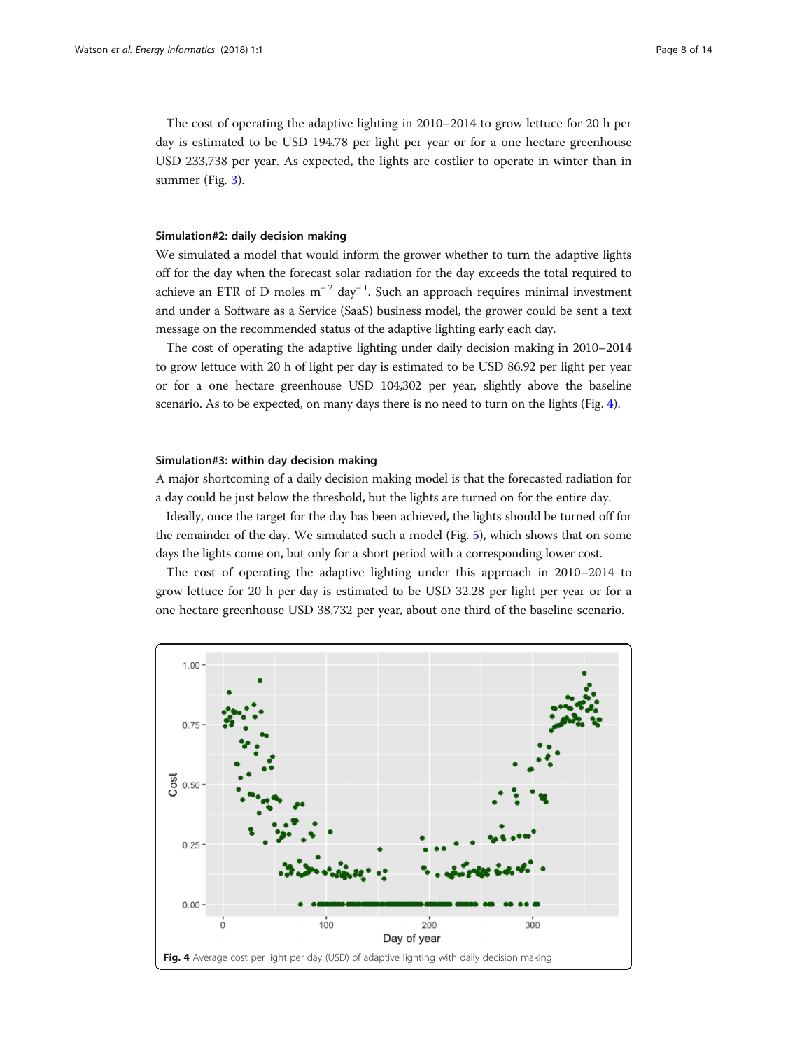The cost of operating the adaptive lighting in 2010–2014 to grow lettuce for 20 h per day is estimated to be USD 194.78 per light per year or for a one hectare greenhouse USD 233,738 per year. As expected, the lights are costlier to operate in winter than in summer (Fig. 3).

#### Simulation#2: daily decision making

We simulated a model that would inform the grower whether to turn the adaptive lights off for the day when the forecast solar radiation for the day exceeds the total required to achieve an ETR of D moles $m^{-2}$ $day^{-1}$. Such an approach requires minimal investment and under a Software as a Service (SaaS) business model, the grower could be sent a text message on the recommended status of the adaptive lighting early each day.

The cost of operating the adaptive lighting under daily decision making in 2010–2014 to grow lettuce with 20 h of light per day is estimated to be USD 86.92 per light per year or for a one hectare greenhouse USD 104,302 per year, slightly above the baseline scenario. As to be expected, on many days there is no need to turn on the lights (Fig. 4).

#### Simulation#3: within day decision making

A major shortcoming of a daily decision making model is that the forecasted radiation for a day could be just below the threshold, but the lights are turned on for the entire day.

Ideally, once the target for the day has been achieved, the lights should be turned off for the remainder of the day. We simulated such a model (Fig. 5), which shows that on some days the lights come on, but only for a short period with a corresponding lower cost.

The cost of operating the adaptive lighting under this approach in 2010–2014 to grow lettuce for 20 h per day is estimated to be USD 32.28 per light per year or for a one hectare greenhouse USD 38,732 per year, about one third of the baseline scenario.

**Fig. 4** Average cost per light per day (USD) of adaptive lighting with daily decision making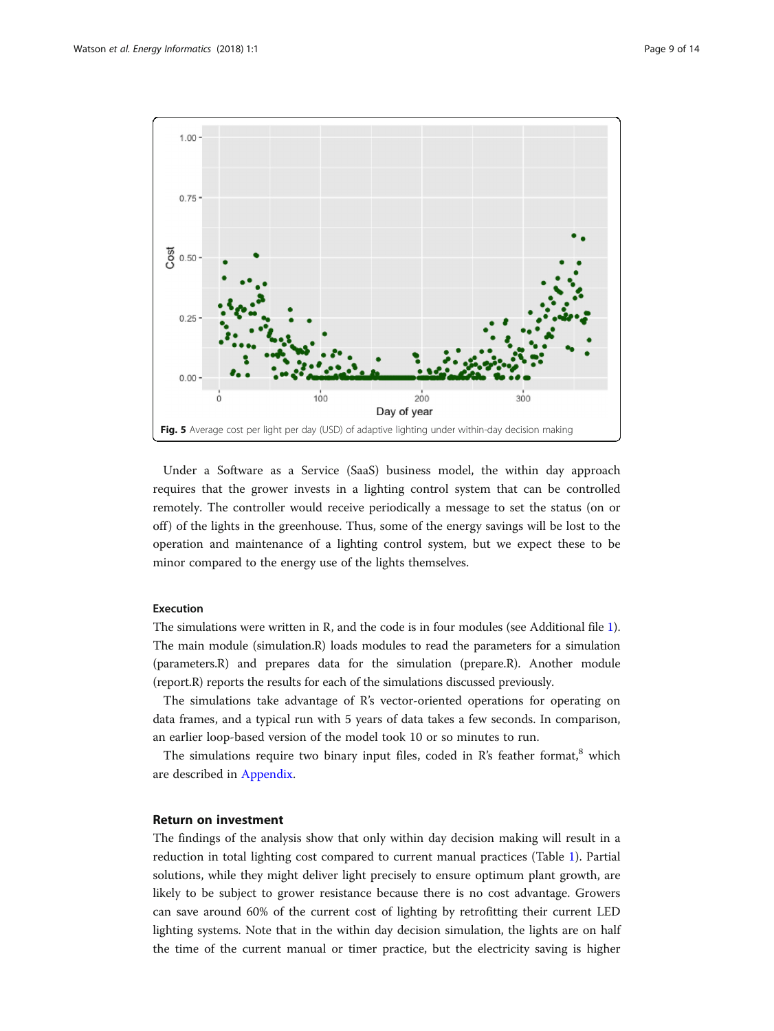**Fig. 5** Average cost per light per day (USD) of adaptive lighting under within-day decision making

Under a Software as a Service (SaaS) business model, the within day approach requires that the grower invests in a lighting control system that can be controlled remotely. The controller would receive periodically a message to set the status (on or off) of the lights in the greenhouse. Thus, some of the energy savings will be lost to the operation and maintenance of a lighting control system, but we expect these to be minor compared to the energy use of the lights themselves.

### Execution

The simulations were written in R, and the code is in four modules (see Additional file 1). The main module (simulation.R) loads modules to read the parameters for a simulation (parameters.R) and prepares data for the simulation (prepare.R). Another module (report.R) reports the results for each of the simulations discussed previously.

The simulations take advantage of R's vector-oriented operations for operating on data frames, and a typical run with 5 years of data takes a few seconds. In comparison, an earlier loop-based version of the model took 10 or so minutes to run.

The simulations require two binary input files, coded in R's feather format,[8] which are described in Appendix.

## Return on investment

The findings of the analysis show that only within day decision making will result in a reduction in total lighting cost compared to current manual practices (Table 1). Partial solutions, while they might deliver light precisely to ensure optimum plant growth, are likely to be subject to grower resistance because there is no cost advantage. Growers can save around 60% of the current cost of lighting by retrofitting their current LED lighting systems. Note that in the within day decision simulation, the lights are on half the time of the current manual or timer practice, but the electricity saving is higher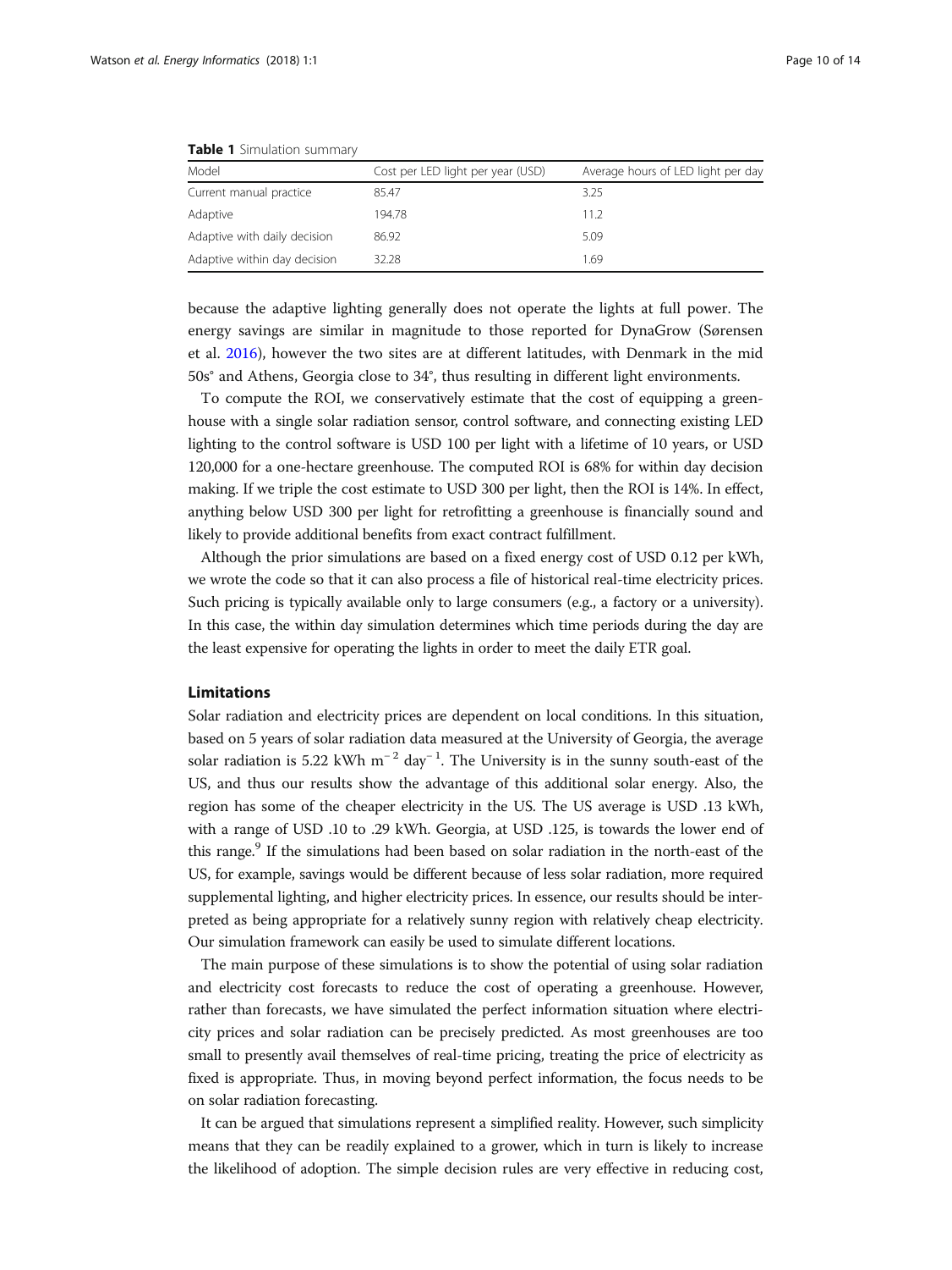**Table 1** Simulation summary

| Model | Cost per LED light per year (USD) | Average hours of LED light per day |
|---|---|---|
| Current manual practice | 85.47 | 3.25 |
| Adaptive | 194.78 | 11.2 |
| Adaptive with daily decision | 86.92 | 5.09 |
| Adaptive within day decision | 32.28 | 1.69 |

because the adaptive lighting generally does not operate the lights at full power. The energy savings are similar in magnitude to those reported for DynaGrow (Sørensen et al. 2016), however the two sites are at different latitudes, with Denmark in the mid 50s° and Athens, Georgia close to 34°, thus resulting in different light environments.

To compute the ROI, we conservatively estimate that the cost of equipping a greenhouse with a single solar radiation sensor, control software, and connecting existing LED lighting to the control software is USD 100 per light with a lifetime of 10 years, or USD 120,000 for a one-hectare greenhouse. The computed ROI is 68% for within day decision making. If we triple the cost estimate to USD 300 per light, then the ROI is 14%. In effect, anything below USD 300 per light for retrofitting a greenhouse is financially sound and likely to provide additional benefits from exact contract fulfillment.

Although the prior simulations are based on a fixed energy cost of USD 0.12 per kWh, we wrote the code so that it can also process a file of historical real-time electricity prices. Such pricing is typically available only to large consumers (e.g., a factory or a university). In this case, the within day simulation determines which time periods during the day are the least expensive for operating the lights in order to meet the daily ETR goal.

## Limitations

Solar radiation and electricity prices are dependent on local conditions. In this situation, based on 5 years of solar radiation data measured at the University of Georgia, the average solar radiation is 5.22 kWh $m^{-2}$ $day^{-1}$. The University is in the sunny south-east of the US, and thus our results show the advantage of this additional solar energy. Also, the region has some of the cheaper electricity in the US. The US average is USD .13 kWh, with a range of USD .10 to .29 kWh. Georgia, at USD .125, is towards the lower end of this range.[9] If the simulations had been based on solar radiation in the north-east of the US, for example, savings would be different because of less solar radiation, more required supplemental lighting, and higher electricity prices. In essence, our results should be interpreted as being appropriate for a relatively sunny region with relatively cheap electricity. Our simulation framework can easily be used to simulate different locations.

The main purpose of these simulations is to show the potential of using solar radiation and electricity cost forecasts to reduce the cost of operating a greenhouse. However, rather than forecasts, we have simulated the perfect information situation where electricity prices and solar radiation can be precisely predicted. As most greenhouses are too small to presently avail themselves of real-time pricing, treating the price of electricity as fixed is appropriate. Thus, in moving beyond perfect information, the focus needs to be on solar radiation forecasting.

It can be argued that simulations represent a simplified reality. However, such simplicity means that they can be readily explained to a grower, which in turn is likely to increase the likelihood of adoption. The simple decision rules are very effective in reducing cost,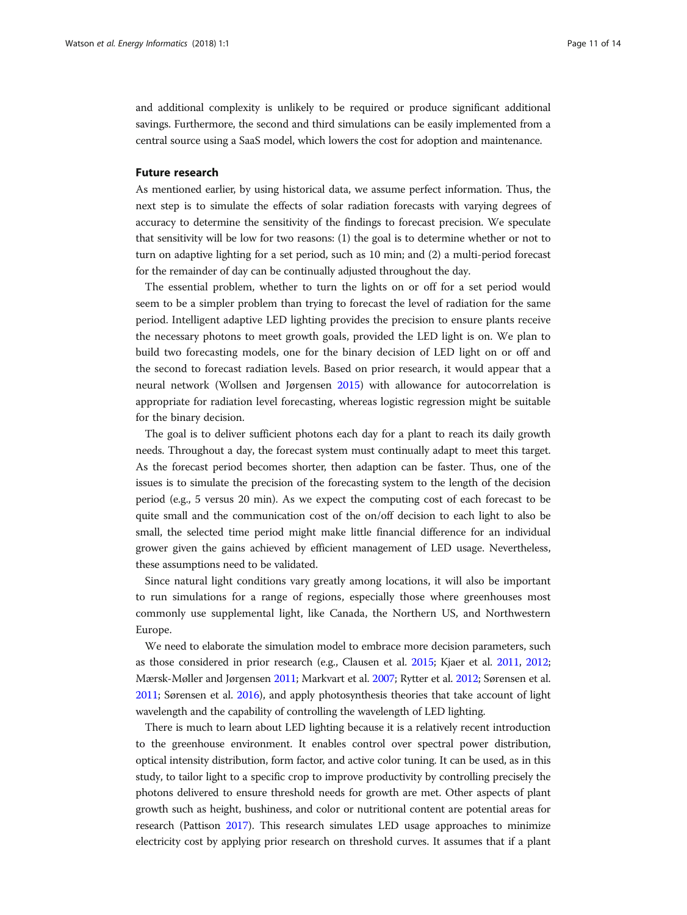and additional complexity is unlikely to be required or produce significant additional savings. Furthermore, the second and third simulations can be easily implemented from a central source using a SaaS model, which lowers the cost for adoption and maintenance.

## Future research

As mentioned earlier, by using historical data, we assume perfect information. Thus, the next step is to simulate the effects of solar radiation forecasts with varying degrees of accuracy to determine the sensitivity of the findings to forecast precision. We speculate that sensitivity will be low for two reasons: (1) the goal is to determine whether or not to turn on adaptive lighting for a set period, such as 10 min; and (2) a multi-period forecast for the remainder of day can be continually adjusted throughout the day.

The essential problem, whether to turn the lights on or off for a set period would seem to be a simpler problem than trying to forecast the level of radiation for the same period. Intelligent adaptive LED lighting provides the precision to ensure plants receive the necessary photons to meet growth goals, provided the LED light is on. We plan to build two forecasting models, one for the binary decision of LED light on or off and the second to forecast radiation levels. Based on prior research, it would appear that a neural network (Wollsen and Jørgensen 2015) with allowance for autocorrelation is appropriate for radiation level forecasting, whereas logistic regression might be suitable for the binary decision.

The goal is to deliver sufficient photons each day for a plant to reach its daily growth needs. Throughout a day, the forecast system must continually adapt to meet this target. As the forecast period becomes shorter, then adaption can be faster. Thus, one of the issues is to simulate the precision of the forecasting system to the length of the decision period (e.g., 5 versus 20 min). As we expect the computing cost of each forecast to be quite small and the communication cost of the on/off decision to each light to also be small, the selected time period might make little financial difference for an individual grower given the gains achieved by efficient management of LED usage. Nevertheless, these assumptions need to be validated.

Since natural light conditions vary greatly among locations, it will also be important to run simulations for a range of regions, especially those where greenhouses most commonly use supplemental light, like Canada, the Northern US, and Northwestern Europe.

We need to elaborate the simulation model to embrace more decision parameters, such as those considered in prior research (e.g., Clausen et al. 2015; Kjaer et al. 2011, 2012; Mærsk-Møller and Jørgensen 2011; Markvart et al. 2007; Rytter et al. 2012; Sørensen et al. 2011; Sørensen et al. 2016), and apply photosynthesis theories that take account of light wavelength and the capability of controlling the wavelength of LED lighting.

There is much to learn about LED lighting because it is a relatively recent introduction to the greenhouse environment. It enables control over spectral power distribution, optical intensity distribution, form factor, and active color tuning. It can be used, as in this study, to tailor light to a specific crop to improve productivity by controlling precisely the photons delivered to ensure threshold needs for growth are met. Other aspects of plant growth such as height, bushiness, and color or nutritional content are potential areas for research (Pattison 2017). This research simulates LED usage approaches to minimize electricity cost by applying prior research on threshold curves. It assumes that if a plant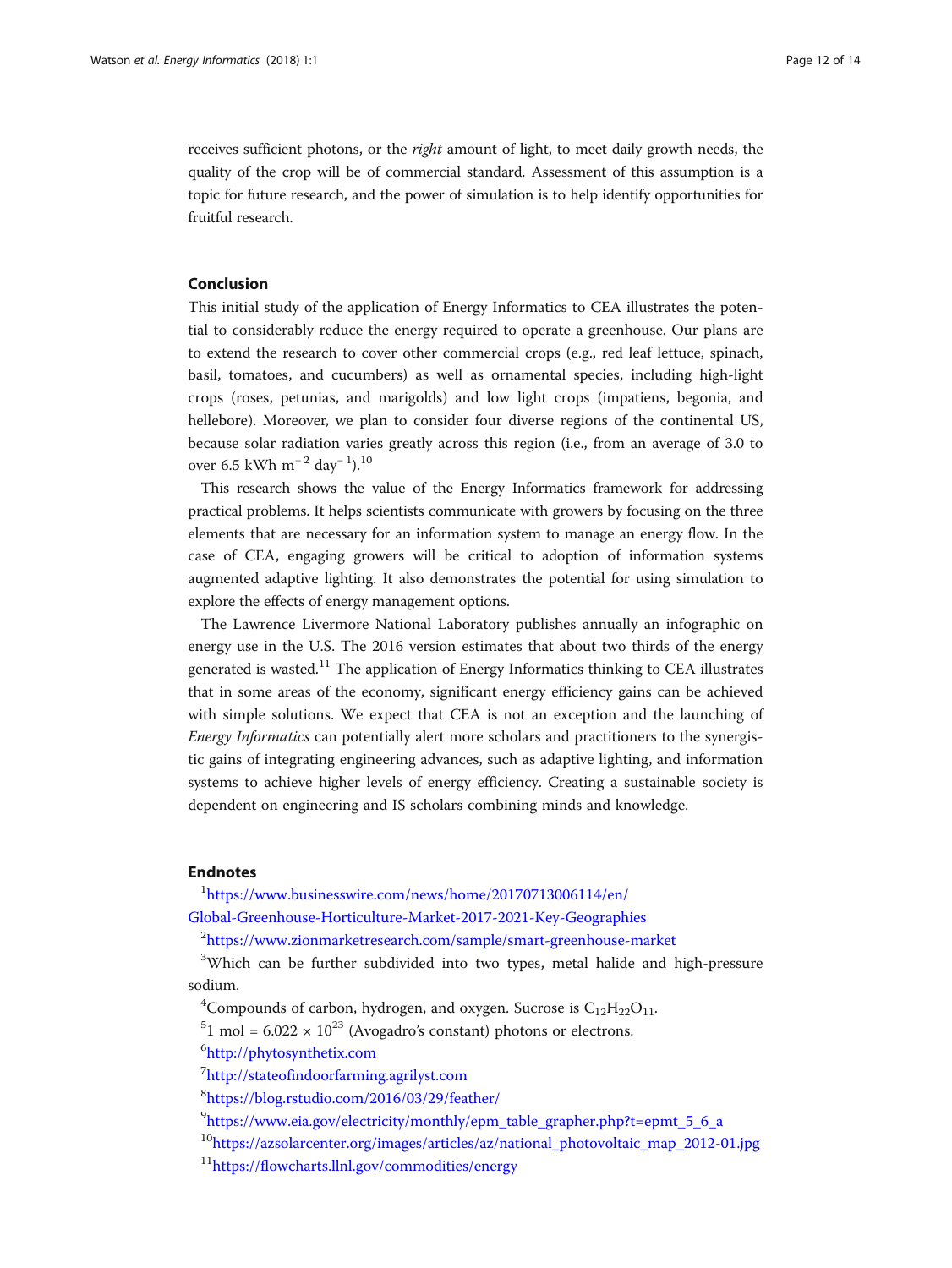receives sufficient photons, or the *right* amount of light, to meet daily growth needs, the quality of the crop will be of commercial standard. Assessment of this assumption is a topic for future research, and the power of simulation is to help identify opportunities for fruitful research.

## Conclusion

This initial study of the application of Energy Informatics to CEA illustrates the potential to considerably reduce the energy required to operate a greenhouse. Our plans are to extend the research to cover other commercial crops (e.g., red leaf lettuce, spinach, basil, tomatoes, and cucumbers) as well as ornamental species, including high-light crops (roses, petunias, and marigolds) and low light crops (impatiens, begonia, and hellebore). Moreover, we plan to consider four diverse regions of the continental US, because solar radiation varies greatly across this region (i.e., from an average of 3.0 to over 6.5 kWh $m^{-2}$ $day^{-1}$).[10]

This research shows the value of the Energy Informatics framework for addressing practical problems. It helps scientists communicate with growers by focusing on the three elements that are necessary for an information system to manage an energy flow. In the case of CEA, engaging growers will be critical to adoption of information systems augmented adaptive lighting. It also demonstrates the potential for using simulation to explore the effects of energy management options.

The Lawrence Livermore National Laboratory publishes annually an infographic on energy use in the U.S. The 2016 version estimates that about two thirds of the energy generated is wasted.[11] The application of Energy Informatics thinking to CEA illustrates that in some areas of the economy, significant energy efficiency gains can be achieved with simple solutions. We expect that CEA is not an exception and the launching of *Energy Informatics* can potentially alert more scholars and practitioners to the synergistic gains of integrating engineering advances, such as adaptive lighting, and information systems to achieve higher levels of energy efficiency. Creating a sustainable society is dependent on engineering and IS scholars combining minds and knowledge.

## Endnotes

[1]https://www.businesswire.com/news/home/20170713006114/en/Global-Greenhouse-Horticulture-Market-2017-2021-Key-Geographies

[2]https://www.zionmarketresearch.com/sample/smart-greenhouse-market

[3]Which can be further subdivided into two types, metal halide and high-pressure sodium.

[4]Compounds of carbon, hydrogen, and oxygen. Sucrose is $C_{12}H_{22}O_{11}$.

[5]1 mol = $6.022 \times 10^{23}$ (Avogadro's constant) photons or electrons.

[6]http://phytosynthetix.com

[7]http://stateofindoorfarming.agrilyst.com

[8]https://blog.rstudio.com/2016/03/29/feather/

[9]https://www.eia.gov/electricity/monthly/epm_table_grapher.php?t=epmt_5_6_a

[10]https://azsolarcenter.org/images/articles/az/national_photovoltaic_map_2012-01.jpg

[11]https://flowcharts.llnl.gov/commodities/energy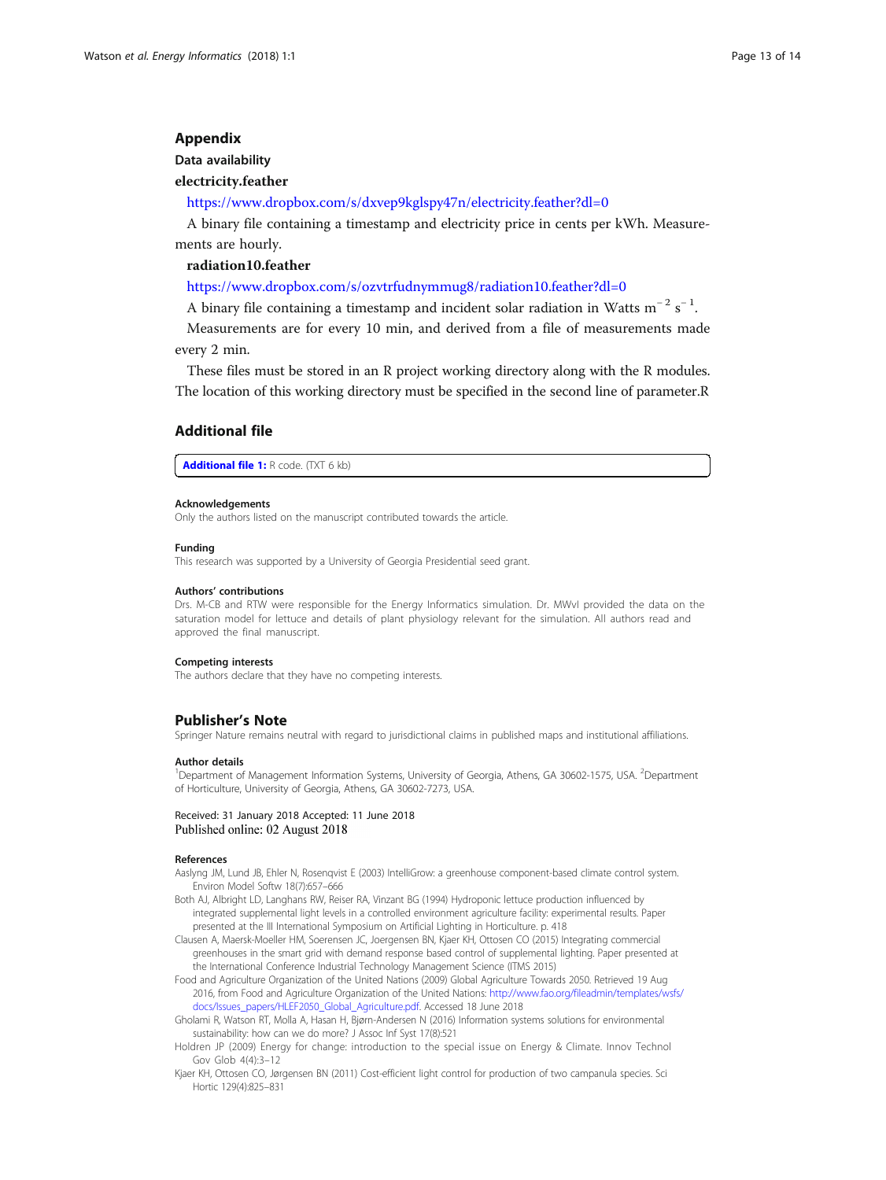## Appendix

### Data availability

#### electricity.feather

https://www.dropbox.com/s/dxvep9kglspy47n/electricity.feather?dl=0

A binary file containing a timestamp and electricity price in cents per kWh. Measurements are hourly.

#### radiation10.feather

https://www.dropbox.com/s/ozvtrfudnymmug8/radiation10.feather?dl=0

A binary file containing a timestamp and incident solar radiation in Watts $m^{-2}$ $s^{-1}$.

Measurements are for every 10 min, and derived from a file of measurements made every 2 min.

These files must be stored in an R project working directory along with the R modules. The location of this working directory must be specified in the second line of parameter.R

## Additional file

**Additional file 1:** R code. (TXT 6 kb)

#### Acknowledgements

Only the authors listed on the manuscript contributed towards the article.

#### Funding

This research was supported by a University of Georgia Presidential seed grant.

#### Authors' contributions

Drs. M-CB and RTW were responsible for the Energy Informatics simulation. Dr. MWvI provided the data on the saturation model for lettuce and details of plant physiology relevant for the simulation. All authors read and approved the final manuscript.

#### Competing interests

The authors declare that they have no competing interests.

## Publisher's Note

Springer Nature remains neutral with regard to jurisdictional claims in published maps and institutional affiliations.

#### Author details

[1]Department of Management Information Systems, University of Georgia, Athens, GA 30602-1575, USA. [2]Department of Horticulture, University of Georgia, Athens, GA 30602-7273, USA.

Received: 31 January 2018 Accepted: 11 June 2018
Published online: 02 August 2018

#### References

Aaslyng JM, Lund JB, Ehler N, Rosenqvist E (2003) IntelliGrow: a greenhouse component-based climate control system. Environ Model Softw 18(7):657–666

Both AJ, Albright LD, Langhans RW, Reiser RA, Vinzant BG (1994) Hydroponic lettuce production influenced by integrated supplemental light levels in a controlled environment agriculture facility: experimental results. Paper presented at the III International Symposium on Artificial Lighting in Horticulture. p. 418

Clausen A, Maersk-Moeller HM, Soerensen JC, Joergensen BN, Kjaer KH, Ottosen CO (2015) Integrating commercial greenhouses in the smart grid with demand response based control of supplemental lighting. Paper presented at the International Conference Industrial Technology Management Science (ITMS 2015)

Food and Agriculture Organization of the United Nations (2009) Global Agriculture Towards 2050. Retrieved 19 Aug 2016, from Food and Agriculture Organization of the United Nations: http://www.fao.org/fileadmin/templates/wsfs/docs/Issues_papers/HLEF2050_Global_Agriculture.pdf. Accessed 18 June 2018

Gholami R, Watson RT, Molla A, Hasan H, Bjørn-Andersen N (2016) Information systems solutions for environmental sustainability: how can we do more? J Assoc Inf Syst 17(8):521

Holdren JP (2009) Energy for change: introduction to the special issue on Energy & Climate. Innov Technol Gov Glob 4(4):3–12

Kjaer KH, Ottosen CO, Jørgensen BN (2011) Cost-efficient light control for production of two campanula species. Sci Hortic 129(4):825–831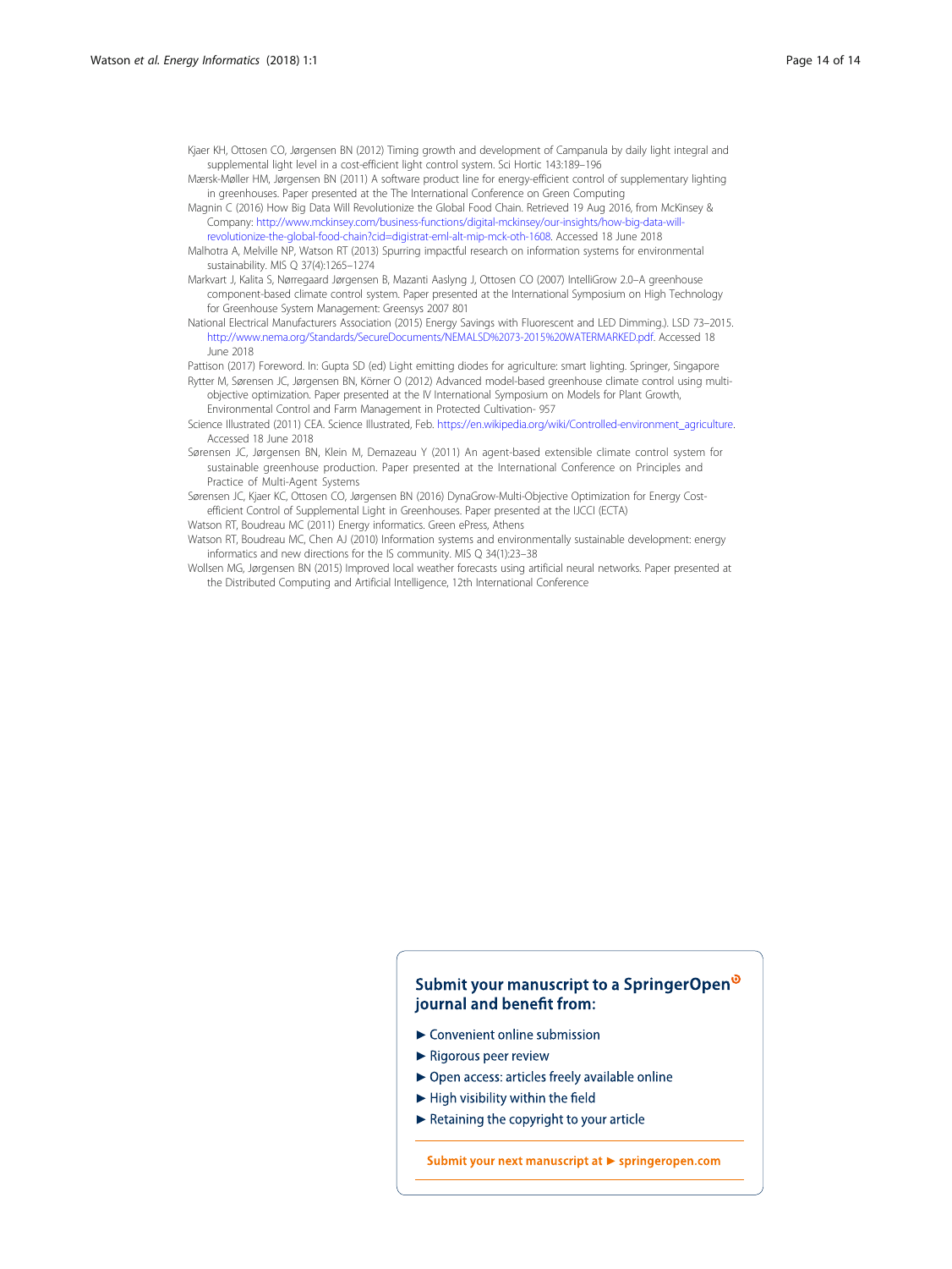Kjaer KH, Ottosen CO, Jørgensen BN (2012) Timing growth and development of Campanula by daily light integral and supplemental light level in a cost-efficient light control system. Sci Hortic 143:189–196

Mærsk-Møller HM, Jørgensen BN (2011) A software product line for energy-efficient control of supplementary lighting in greenhouses. Paper presented at the The International Conference on Green Computing

Magnin C (2016) How Big Data Will Revolutionize the Global Food Chain. Retrieved 19 Aug 2016, from McKinsey & Company: http://www.mckinsey.com/business-functions/digital-mckinsey/our-insights/how-big-data-will-revolutionize-the-global-food-chain?cid=digistrat-eml-alt-mip-mck-oth-1608. Accessed 18 June 2018

Malhotra A, Melville NP, Watson RT (2013) Spurring impactful research on information systems for environmental sustainability. MIS Q 37(4):1265–1274

Markvart J, Kalita S, Nørregaard Jørgensen B, Mazanti Aaslyng J, Ottosen CO (2007) IntelliGrow 2.0–A greenhouse component-based climate control system. Paper presented at the International Symposium on High Technology for Greenhouse System Management: Greensys 2007 801

National Electrical Manufacturers Association (2015) Energy Savings with Fluorescent and LED Dimming.). LSD 73–2015. http://www.nema.org/Standards/SecureDocuments/NEMALSD%2073-2015%20WATERMARKED.pdf. Accessed 18 June 2018

Pattison (2017) Foreword. In: Gupta SD (ed) Light emitting diodes for agriculture: smart lighting. Springer, Singapore

Rytter M, Sørensen JC, Jørgensen BN, Körner O (2012) Advanced model-based greenhouse climate control using multi-objective optimization. Paper presented at the IV International Symposium on Models for Plant Growth, Environmental Control and Farm Management in Protected Cultivation- 957

Science Illustrated (2011) CEA. Science Illustrated, Feb. https://en.wikipedia.org/wiki/Controlled-environment_agriculture. Accessed 18 June 2018

Sørensen JC, Jørgensen BN, Klein M, Demazeau Y (2011) An agent-based extensible climate control system for sustainable greenhouse production. Paper presented at the International Conference on Principles and Practice of Multi-Agent Systems

Sørensen JC, Kjaer KC, Ottosen CO, Jørgensen BN (2016) DynaGrow-Multi-Objective Optimization for Energy Cost-efficient Control of Supplemental Light in Greenhouses. Paper presented at the IJCCI (ECTA)

Watson RT, Boudreau MC (2011) Energy informatics. Green ePress, Athens

Watson RT, Boudreau MC, Chen AJ (2010) Information systems and environmentally sustainable development: energy informatics and new directions for the IS community. MIS Q 34(1):23–38

Wollsen MG, Jørgensen BN (2015) Improved local weather forecasts using artificial neural networks. Paper presented at the Distributed Computing and Artificial Intelligence, 12th International Conference

**Submit your manuscript to a SpringerOpen journal and benefit from:**

- ► Convenient online submission
- ► Rigorous peer review
- ► Open access: articles freely available online
- ► High visibility within the field
- ► Retaining the copyright to your article

**Submit your next manuscript at ► springeropen.com**